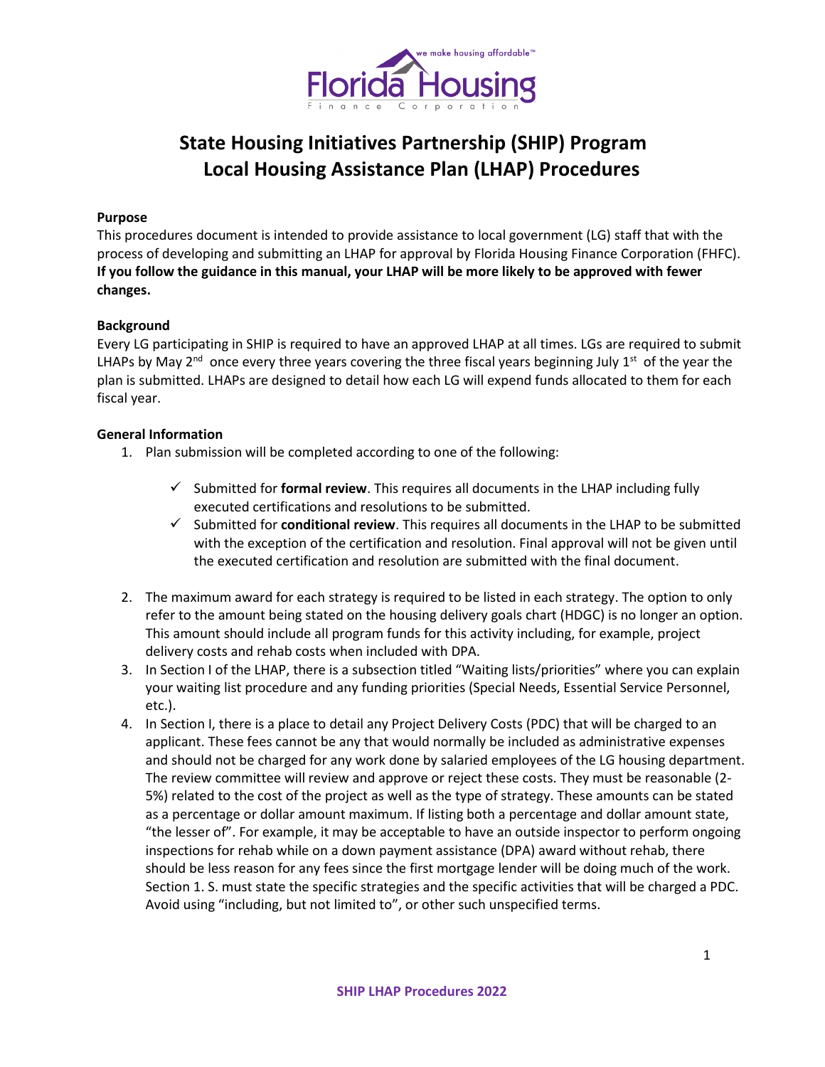# State Housing Initiatives Partnership (SHIP) Program Local Housing Assistance Plan (LHAP) Procedures

### Purpose

This procedures document is intended to provide assistance to local government (LG) staff that with the process of developing and submitting an LHAP for approval by Florida Housing Finance Corporation (FHFC). **If you follow the guidance in this manual, your LHAP will be more likely to be approved with fewer changes.**

### Background

Every LG participating in SHIP is required to have an approved LHAP at all times. LGs are required to submit LHAPs by May 2nd once every three years covering the three fiscal years beginning July 1st of the year the plan is submitted. LHAPs are designed to detail how each LG will expend funds allocated to them for each fiscal year.

### General Information

1. Plan submission will be completed according to one of the following:

   - ✓ Submitted for **formal review**. This requires all documents in the LHAP including fully executed certifications and resolutions to be submitted.
   - ✓ Submitted for **conditional review**. This requires all documents in the LHAP to be submitted with the exception of the certification and resolution. Final approval will not be given until the executed certification and resolution are submitted with the final document.

2. The maximum award for each strategy is required to be listed in each strategy. The option to only refer to the amount being stated on the housing delivery goals chart (HDGC) is no longer an option. This amount should include all program funds for this activity including, for example, project delivery costs and rehab costs when included with DPA.
3. In Section I of the LHAP, there is a subsection titled "Waiting lists/priorities" where you can explain your waiting list procedure and any funding priorities (Special Needs, Essential Service Personnel, etc.).
4. In Section I, there is a place to detail any Project Delivery Costs (PDC) that will be charged to an applicant. These fees cannot be any that would normally be included as administrative expenses and should not be charged for any work done by salaried employees of the LG housing department. The review committee will review and approve or reject these costs. They must be reasonable (2-5%) related to the cost of the project as well as the type of strategy. These amounts can be stated as a percentage or dollar amount maximum. If listing both a percentage and dollar amount state, "the lesser of". For example, it may be acceptable to have an outside inspector to perform ongoing inspections for rehab while on a down payment assistance (DPA) award without rehab, there should be less reason for any fees since the first mortgage lender will be doing much of the work. Section 1. S. must state the specific strategies and the specific activities that will be charged a PDC. Avoid using "including, but not limited to", or other such unspecified terms.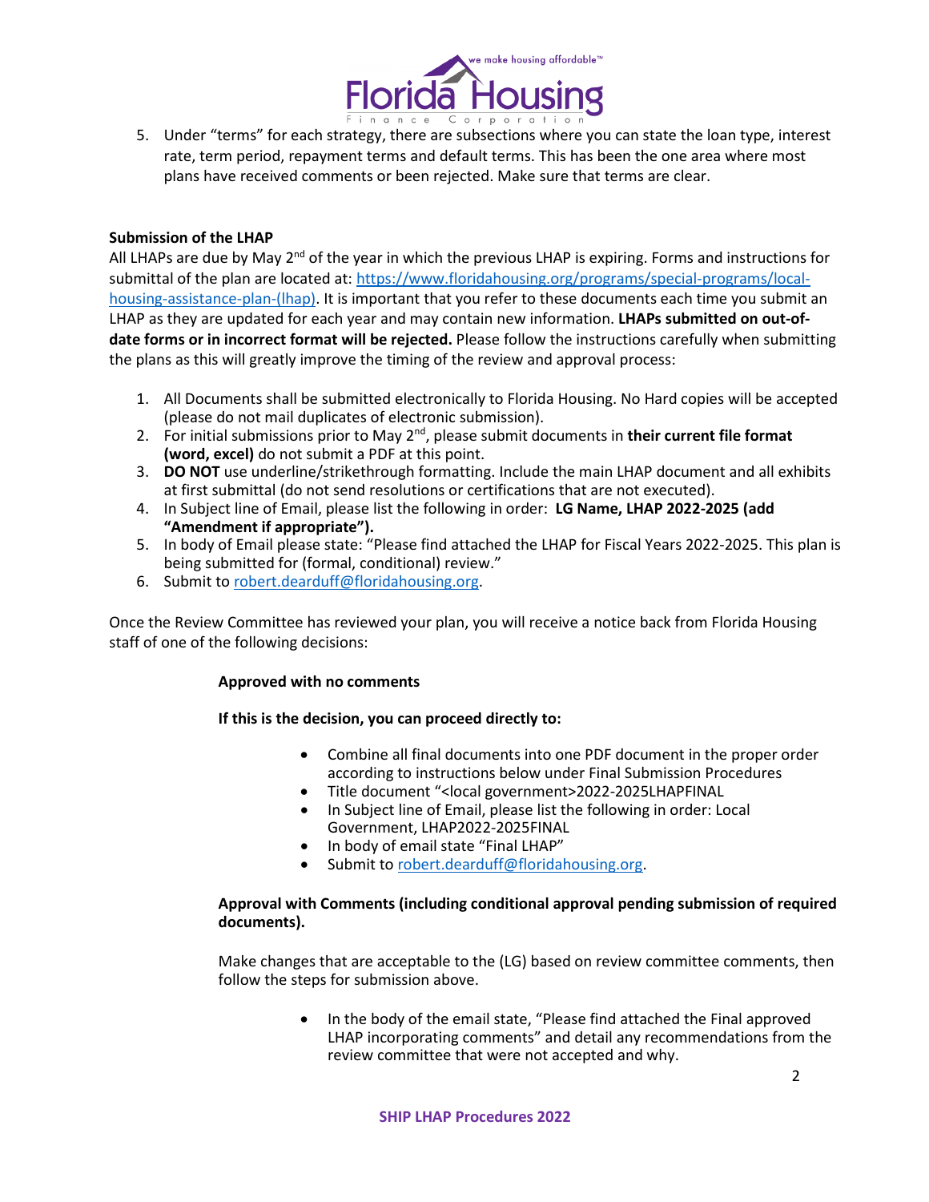5. Under "terms" for each strategy, there are subsections where you can state the loan type, interest rate, term period, repayment terms and default terms. This has been the one area where most plans have received comments or been rejected. Make sure that terms are clear.

**Submission of the LHAP**

All LHAPs are due by May 2nd of the year in which the previous LHAP is expiring. Forms and instructions for submittal of the plan are located at: https://www.floridahousing.org/programs/special-programs/local-housing-assistance-plan-(lhap). It is important that you refer to these documents each time you submit an LHAP as they are updated for each year and may contain new information. **LHAPs submitted on out-of-date forms or in incorrect format will be rejected.** Please follow the instructions carefully when submitting the plans as this will greatly improve the timing of the review and approval process:

1. All Documents shall be submitted electronically to Florida Housing. No Hard copies will be accepted (please do not mail duplicates of electronic submission).
2. For initial submissions prior to May 2nd, please submit documents in **their current file format (word, excel)** do not submit a PDF at this point.
3. **DO NOT** use underline/strikethrough formatting. Include the main LHAP document and all exhibits at first submittal (do not send resolutions or certifications that are not executed).
4. In Subject line of Email, please list the following in order: **LG Name, LHAP 2022-2025 (add "Amendment if appropriate").**
5. In body of Email please state: "Please find attached the LHAP for Fiscal Years 2022-2025. This plan is being submitted for (formal, conditional) review."
6. Submit to robert.dearduff@floridahousing.org.

Once the Review Committee has reviewed your plan, you will receive a notice back from Florida Housing staff of one of the following decisions:

**Approved with no comments**

**If this is the decision, you can proceed directly to:**

- Combine all final documents into one PDF document in the proper order according to instructions below under Final Submission Procedures
- Title document "<local government>2022-2025LHAPFINAL
- In Subject line of Email, please list the following in order: Local Government, LHAP2022-2025FINAL
- In body of email state "Final LHAP"
- Submit to robert.dearduff@floridahousing.org.

**Approval with Comments (including conditional approval pending submission of required documents).**

Make changes that are acceptable to the (LG) based on review committee comments, then follow the steps for submission above.

- In the body of the email state, "Please find attached the Final approved LHAP incorporating comments" and detail any recommendations from the review committee that were not accepted and why.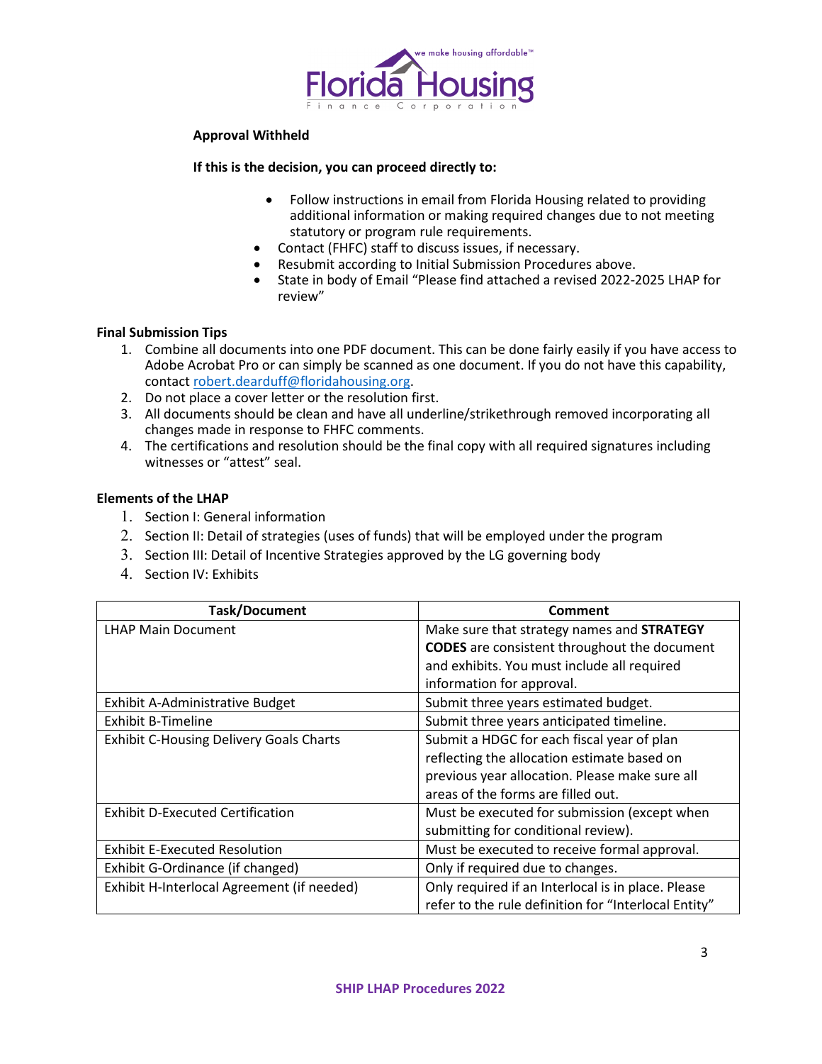**Approval Withheld**

**If this is the decision, you can proceed directly to:**

- Follow instructions in email from Florida Housing related to providing additional information or making required changes due to not meeting statutory or program rule requirements.
- Contact (FHFC) staff to discuss issues, if necessary.
- Resubmit according to Initial Submission Procedures above.
- State in body of Email "Please find attached a revised 2022-2025 LHAP for review"

**Final Submission Tips**

1. Combine all documents into one PDF document. This can be done fairly easily if you have access to Adobe Acrobat Pro or can simply be scanned as one document. If you do not have this capability, contact robert.dearduff@floridahousing.org.
2. Do not place a cover letter or the resolution first.
3. All documents should be clean and have all underline/strikethrough removed incorporating all changes made in response to FHFC comments.
4. The certifications and resolution should be the final copy with all required signatures including witnesses or "attest" seal.

**Elements of the LHAP**

1. Section I: General information
2. Section II: Detail of strategies (uses of funds) that will be employed under the program
3. Section III: Detail of Incentive Strategies approved by the LG governing body
4. Section IV: Exhibits

| Task/Document | Comment |
|---|---|
| LHAP Main Document | Make sure that strategy names and **STRATEGY CODES** are consistent throughout the document and exhibits. You must include all required information for approval. |
| Exhibit A-Administrative Budget | Submit three years estimated budget. |
| Exhibit B-Timeline | Submit three years anticipated timeline. |
| Exhibit C-Housing Delivery Goals Charts | Submit a HDGC for each fiscal year of plan reflecting the allocation estimate based on previous year allocation. Please make sure all areas of the forms are filled out. |
| Exhibit D-Executed Certification | Must be executed for submission (except when submitting for conditional review). |
| Exhibit E-Executed Resolution | Must be executed to receive formal approval. |
| Exhibit G-Ordinance (if changed) | Only if required due to changes. |
| Exhibit H-Interlocal Agreement (if needed) | Only required if an Interlocal is in place. Please refer to the rule definition for "Interlocal Entity" |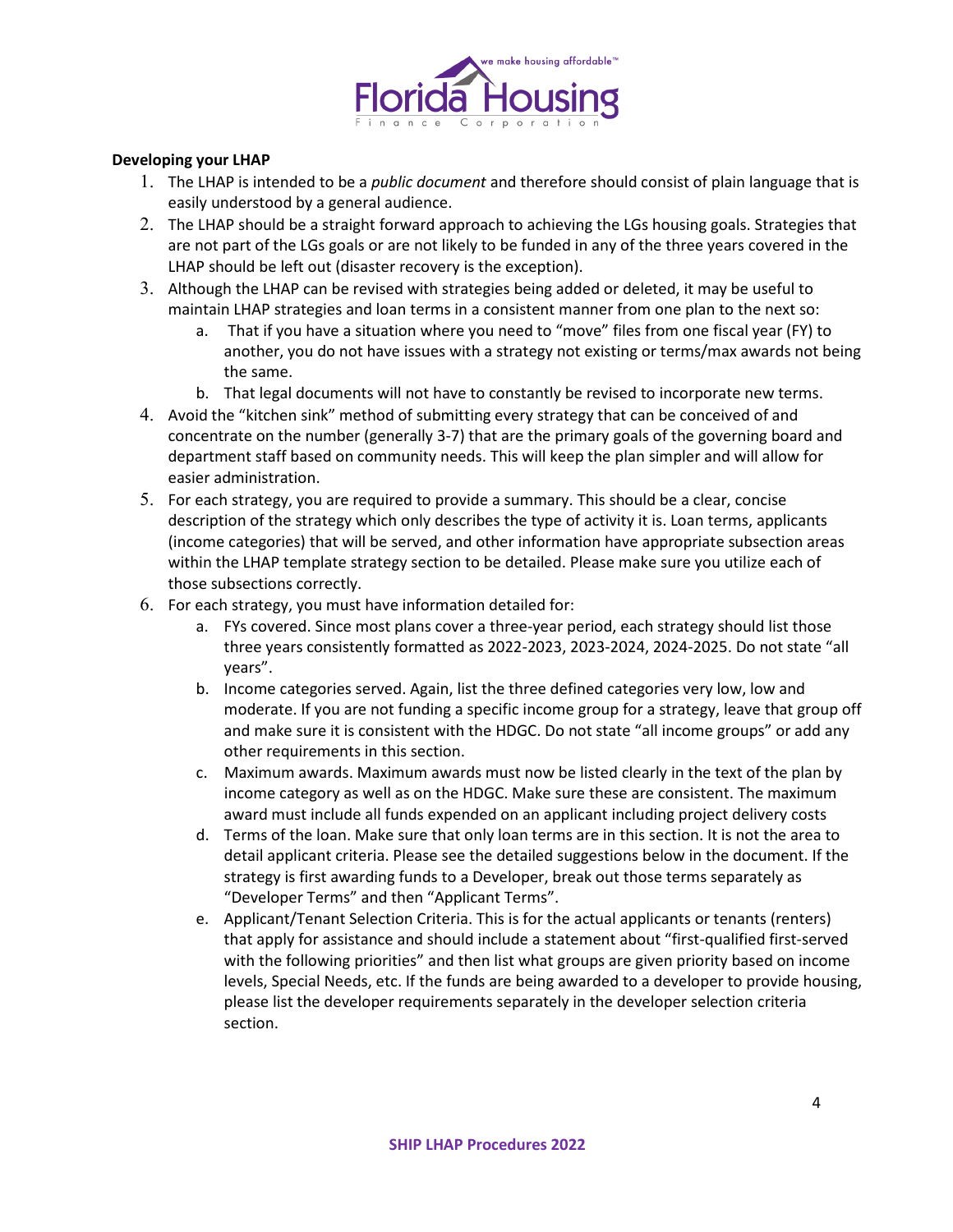**Developing your LHAP**

1. The LHAP is intended to be a *public document* and therefore should consist of plain language that is easily understood by a general audience.
2. The LHAP should be a straight forward approach to achieving the LGs housing goals. Strategies that are not part of the LGs goals or are not likely to be funded in any of the three years covered in the LHAP should be left out (disaster recovery is the exception).
3. Although the LHAP can be revised with strategies being added or deleted, it may be useful to maintain LHAP strategies and loan terms in a consistent manner from one plan to the next so:
   a. That if you have a situation where you need to "move" files from one fiscal year (FY) to another, you do not have issues with a strategy not existing or terms/max awards not being the same.
   b. That legal documents will not have to constantly be revised to incorporate new terms.
4. Avoid the "kitchen sink" method of submitting every strategy that can be conceived of and concentrate on the number (generally 3-7) that are the primary goals of the governing board and department staff based on community needs. This will keep the plan simpler and will allow for easier administration.
5. For each strategy, you are required to provide a summary. This should be a clear, concise description of the strategy which only describes the type of activity it is. Loan terms, applicants (income categories) that will be served, and other information have appropriate subsection areas within the LHAP template strategy section to be detailed. Please make sure you utilize each of those subsections correctly.
6. For each strategy, you must have information detailed for:
   a. FYs covered. Since most plans cover a three-year period, each strategy should list those three years consistently formatted as 2022-2023, 2023-2024, 2024-2025. Do not state "all years".
   b. Income categories served. Again, list the three defined categories very low, low and moderate. If you are not funding a specific income group for a strategy, leave that group off and make sure it is consistent with the HDGC. Do not state "all income groups" or add any other requirements in this section.
   c. Maximum awards. Maximum awards must now be listed clearly in the text of the plan by income category as well as on the HDGC. Make sure these are consistent. The maximum award must include all funds expended on an applicant including project delivery costs
   d. Terms of the loan. Make sure that only loan terms are in this section. It is not the area to detail applicant criteria. Please see the detailed suggestions below in the document. If the strategy is first awarding funds to a Developer, break out those terms separately as "Developer Terms" and then "Applicant Terms".
   e. Applicant/Tenant Selection Criteria. This is for the actual applicants or tenants (renters) that apply for assistance and should include a statement about "first-qualified first-served with the following priorities" and then list what groups are given priority based on income levels, Special Needs, etc. If the funds are being awarded to a developer to provide housing, please list the developer requirements separately in the developer selection criteria section.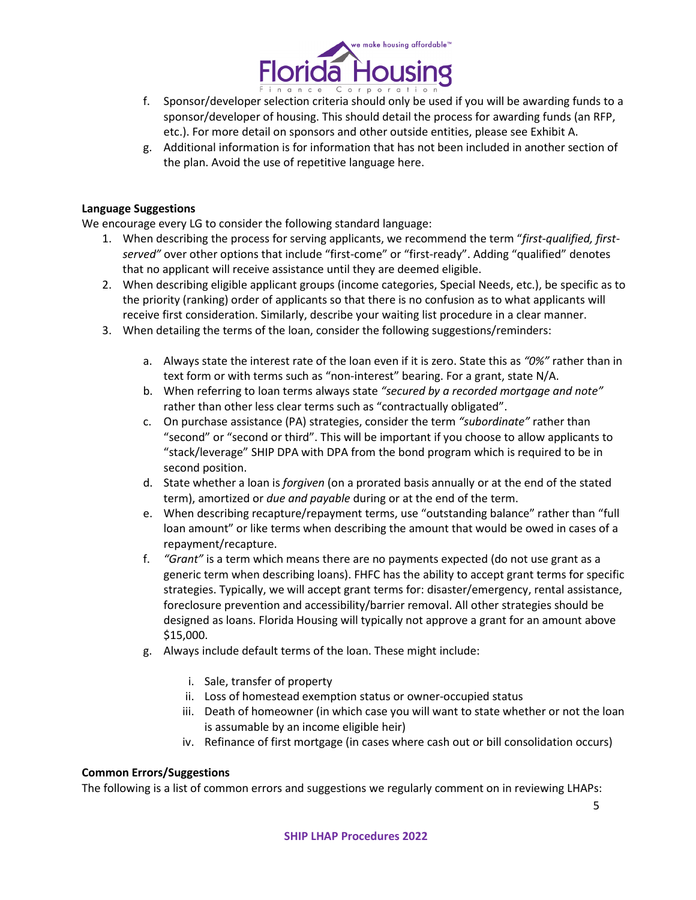f. Sponsor/developer selection criteria should only be used if you will be awarding funds to a sponsor/developer of housing. This should detail the process for awarding funds (an RFP, etc.). For more detail on sponsors and other outside entities, please see Exhibit A.

g. Additional information is for information that has not been included in another section of the plan. Avoid the use of repetitive language here.

**Language Suggestions**

We encourage every LG to consider the following standard language:

1. When describing the process for serving applicants, we recommend the term "*first-qualified, first-served"* over other options that include "first-come" or "first-ready". Adding "qualified" denotes that no applicant will receive assistance until they are deemed eligible.
2. When describing eligible applicant groups (income categories, Special Needs, etc.), be specific as to the priority (ranking) order of applicants so that there is no confusion as to what applicants will receive first consideration. Similarly, describe your waiting list procedure in a clear manner.
3. When detailing the terms of the loan, consider the following suggestions/reminders:

    a. Always state the interest rate of the loan even if it is zero. State this as *"0%"* rather than in text form or with terms such as "non-interest" bearing. For a grant, state N/A.

    b. When referring to loan terms always state *"secured by a recorded mortgage and note"* rather than other less clear terms such as "contractually obligated".

    c. On purchase assistance (PA) strategies, consider the term *"subordinate"* rather than "second" or "second or third". This will be important if you choose to allow applicants to "stack/leverage" SHIP DPA with DPA from the bond program which is required to be in second position.

    d. State whether a loan is *forgiven* (on a prorated basis annually or at the end of the stated term), amortized or *due and payable* during or at the end of the term.

    e. When describing recapture/repayment terms, use "outstanding balance" rather than "full loan amount" or like terms when describing the amount that would be owed in cases of a repayment/recapture.

    f. *"Grant"* is a term which means there are no payments expected (do not use grant as a generic term when describing loans). FHFC has the ability to accept grant terms for specific strategies. Typically, we will accept grant terms for: disaster/emergency, rental assistance, foreclosure prevention and accessibility/barrier removal. All other strategies should be designed as loans. Florida Housing will typically not approve a grant for an amount above $15,000.

    g. Always include default terms of the loan. These might include:

        i. Sale, transfer of property
        ii. Loss of homestead exemption status or owner-occupied status
        iii. Death of homeowner (in which case you will want to state whether or not the loan is assumable by an income eligible heir)
        iv. Refinance of first mortgage (in cases where cash out or bill consolidation occurs)

**Common Errors/Suggestions**

The following is a list of common errors and suggestions we regularly comment on in reviewing LHAPs: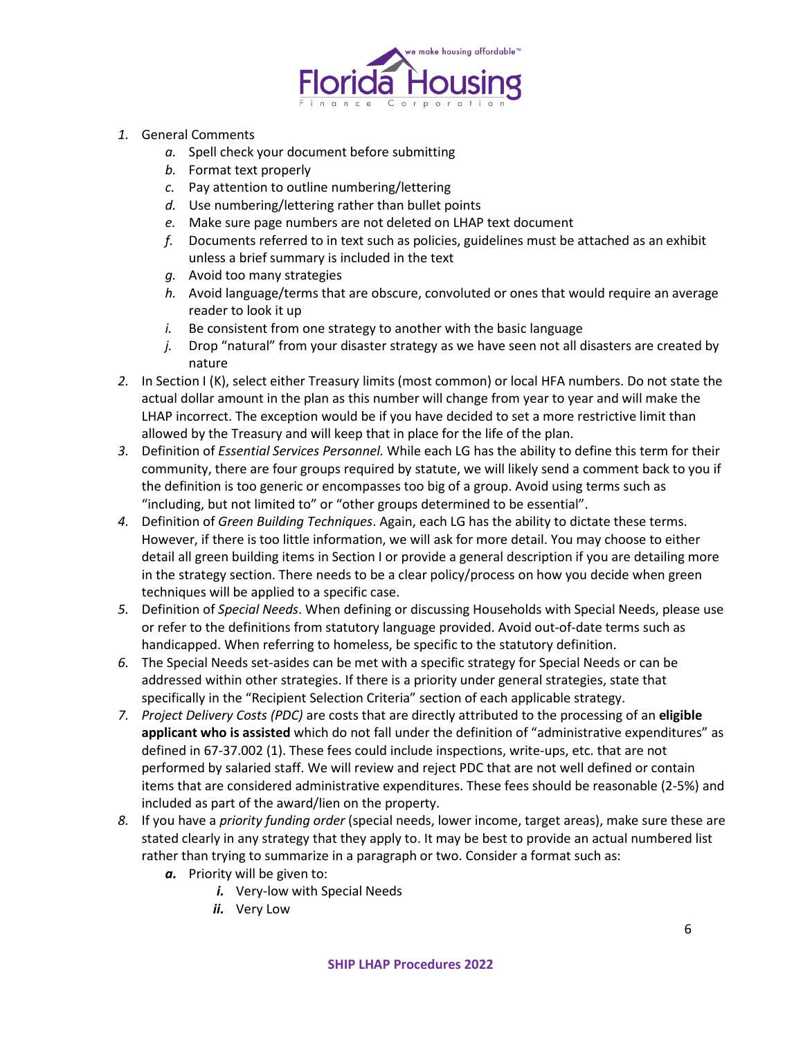1. General Comments
    a. Spell check your document before submitting
    b. Format text properly
    c. Pay attention to outline numbering/lettering
    d. Use numbering/lettering rather than bullet points
    e. Make sure page numbers are not deleted on LHAP text document
    f. Documents referred to in text such as policies, guidelines must be attached as an exhibit unless a brief summary is included in the text
    g. Avoid too many strategies
    h. Avoid language/terms that are obscure, convoluted or ones that would require an average reader to look it up
    i. Be consistent from one strategy to another with the basic language
    j. Drop "natural" from your disaster strategy as we have seen not all disasters are created by nature
2. In Section I (K), select either Treasury limits (most common) or local HFA numbers. Do not state the actual dollar amount in the plan as this number will change from year to year and will make the LHAP incorrect. The exception would be if you have decided to set a more restrictive limit than allowed by the Treasury and will keep that in place for the life of the plan.
3. Definition of *Essential Services Personnel.* While each LG has the ability to define this term for their community, there are four groups required by statute, we will likely send a comment back to you if the definition is too generic or encompasses too big of a group. Avoid using terms such as "including, but not limited to" or "other groups determined to be essential".
4. Definition of *Green Building Techniques*. Again, each LG has the ability to dictate these terms. However, if there is too little information, we will ask for more detail. You may choose to either detail all green building items in Section I or provide a general description if you are detailing more in the strategy section. There needs to be a clear policy/process on how you decide when green techniques will be applied to a specific case.
5. Definition of *Special Needs*. When defining or discussing Households with Special Needs, please use or refer to the definitions from statutory language provided. Avoid out-of-date terms such as handicapped. When referring to homeless, be specific to the statutory definition.
6. The Special Needs set-asides can be met with a specific strategy for Special Needs or can be addressed within other strategies. If there is a priority under general strategies, state that specifically in the "Recipient Selection Criteria" section of each applicable strategy.
7. *Project Delivery Costs (PDC)* are costs that are directly attributed to the processing of an **eligible applicant who is assisted** which do not fall under the definition of "administrative expenditures" as defined in 67-37.002 (1). These fees could include inspections, write-ups, etc. that are not performed by salaried staff. We will review and reject PDC that are not well defined or contain items that are considered administrative expenditures. These fees should be reasonable (2-5%) and included as part of the award/lien on the property.
8. If you have a *priority funding order* (special needs, lower income, target areas), make sure these are stated clearly in any strategy that they apply to. It may be best to provide an actual numbered list rather than trying to summarize in a paragraph or two. Consider a format such as:
    a. Priority will be given to:
        i. Very-low with Special Needs
        ii. Very Low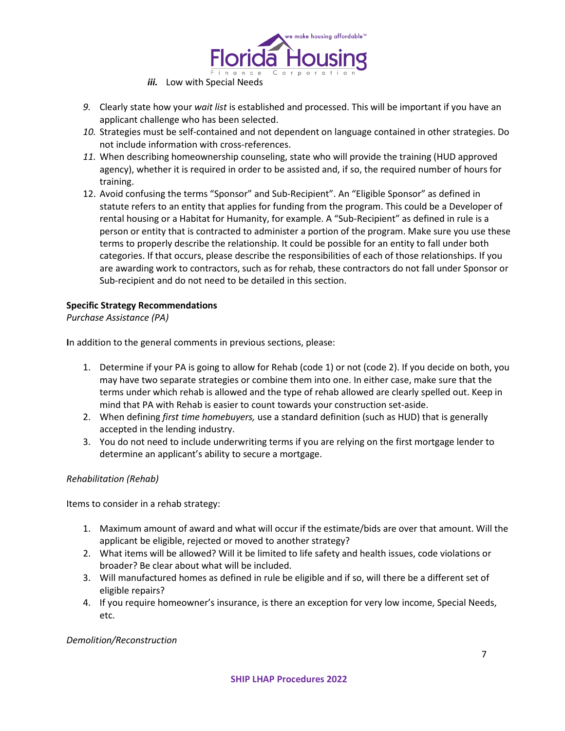*iii.* Low with Special Needs

9. Clearly state how your *wait list* is established and processed. This will be important if you have an applicant challenge who has been selected.
10. Strategies must be self-contained and not dependent on language contained in other strategies. Do not include information with cross-references.
11. When describing homeownership counseling, state who will provide the training (HUD approved agency), whether it is required in order to be assisted and, if so, the required number of hours for training.
12. Avoid confusing the terms "Sponsor" and Sub-Recipient". An "Eligible Sponsor" as defined in statute refers to an entity that applies for funding from the program. This could be a Developer of rental housing or a Habitat for Humanity, for example. A "Sub-Recipient" as defined in rule is a person or entity that is contracted to administer a portion of the program. Make sure you use these terms to properly describe the relationship. It could be possible for an entity to fall under both categories. If that occurs, please describe the responsibilities of each of those relationships. If you are awarding work to contractors, such as for rehab, these contractors do not fall under Sponsor or Sub-recipient and do not need to be detailed in this section.

**Specific Strategy Recommendations**

*Purchase Assistance (PA)*

In addition to the general comments in previous sections, please:

1. Determine if your PA is going to allow for Rehab (code 1) or not (code 2). If you decide on both, you may have two separate strategies or combine them into one. In either case, make sure that the terms under which rehab is allowed and the type of rehab allowed are clearly spelled out. Keep in mind that PA with Rehab is easier to count towards your construction set-aside.
2. When defining *first time homebuyers,* use a standard definition (such as HUD) that is generally accepted in the lending industry.
3. You do not need to include underwriting terms if you are relying on the first mortgage lender to determine an applicant's ability to secure a mortgage.

*Rehabilitation (Rehab)*

Items to consider in a rehab strategy:

1. Maximum amount of award and what will occur if the estimate/bids are over that amount. Will the applicant be eligible, rejected or moved to another strategy?
2. What items will be allowed? Will it be limited to life safety and health issues, code violations or broader? Be clear about what will be included.
3. Will manufactured homes as defined in rule be eligible and if so, will there be a different set of eligible repairs?
4. If you require homeowner's insurance, is there an exception for very low income, Special Needs, etc.

*Demolition/Reconstruction*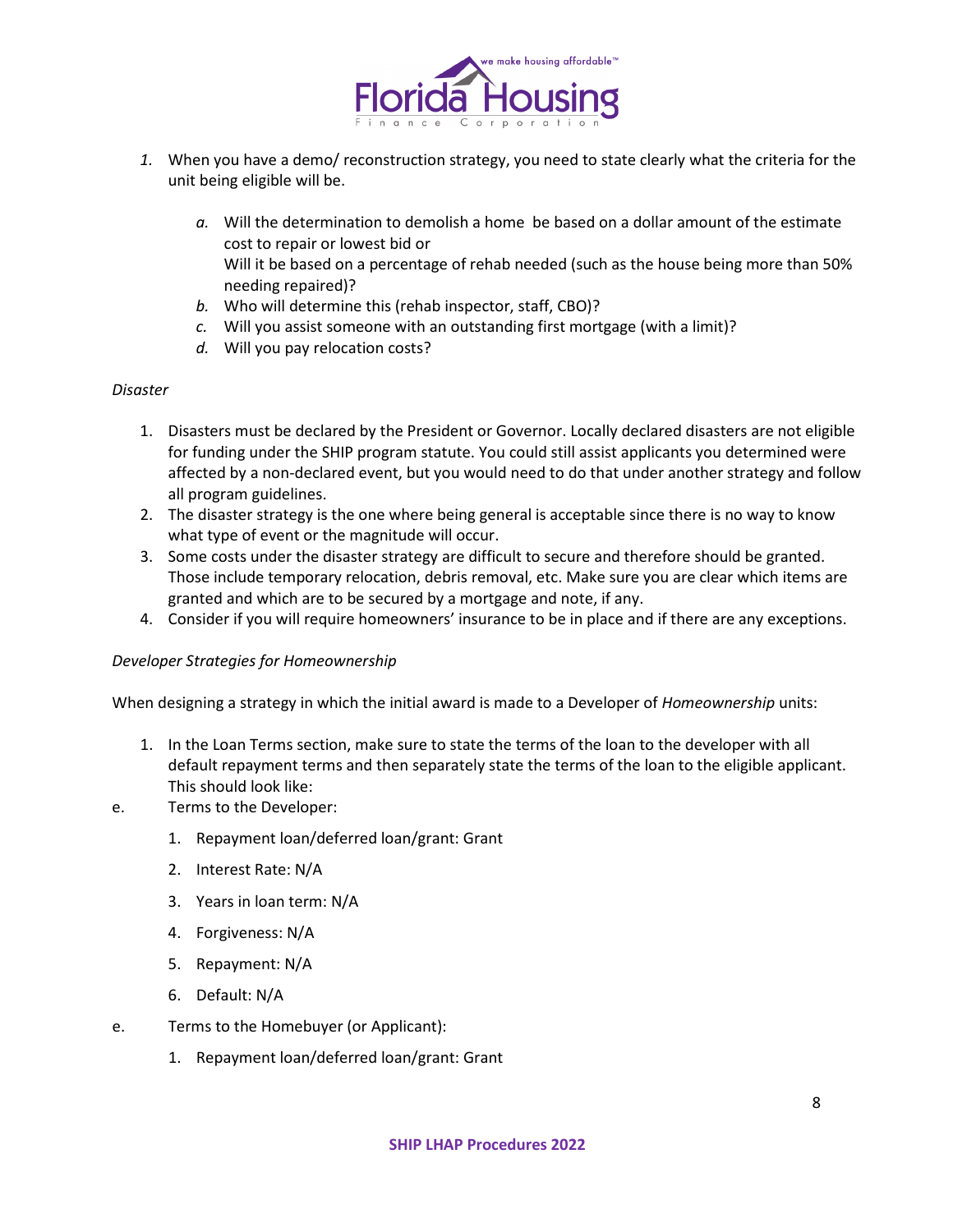1. When you have a demo/ reconstruction strategy, you need to state clearly what the criteria for the unit being eligible will be.

   a. Will the determination to demolish a home be based on a dollar amount of the estimate cost to repair or lowest bid or
      Will it be based on a percentage of rehab needed (such as the house being more than 50% needing repaired)?
   b. Who will determine this (rehab inspector, staff, CBO)?
   c. Will you assist someone with an outstanding first mortgage (with a limit)?
   d. Will you pay relocation costs?

*Disaster*

1. Disasters must be declared by the President or Governor. Locally declared disasters are not eligible for funding under the SHIP program statute. You could still assist applicants you determined were affected by a non-declared event, but you would need to do that under another strategy and follow all program guidelines.
2. The disaster strategy is the one where being general is acceptable since there is no way to know what type of event or the magnitude will occur.
3. Some costs under the disaster strategy are difficult to secure and therefore should be granted. Those include temporary relocation, debris removal, etc. Make sure you are clear which items are granted and which are to be secured by a mortgage and note, if any.
4. Consider if you will require homeowners' insurance to be in place and if there are any exceptions.

*Developer Strategies for Homeownership*

When designing a strategy in which the initial award is made to a Developer of *Homeownership* units:

1. In the Loan Terms section, make sure to state the terms of the loan to the developer with all default repayment terms and then separately state the terms of the loan to the eligible applicant. This should look like:

e. Terms to the Developer:

   1. Repayment loan/deferred loan/grant: Grant
   2. Interest Rate: N/A
   3. Years in loan term: N/A
   4. Forgiveness: N/A
   5. Repayment: N/A
   6. Default: N/A

e. Terms to the Homebuyer (or Applicant):

   1. Repayment loan/deferred loan/grant: Grant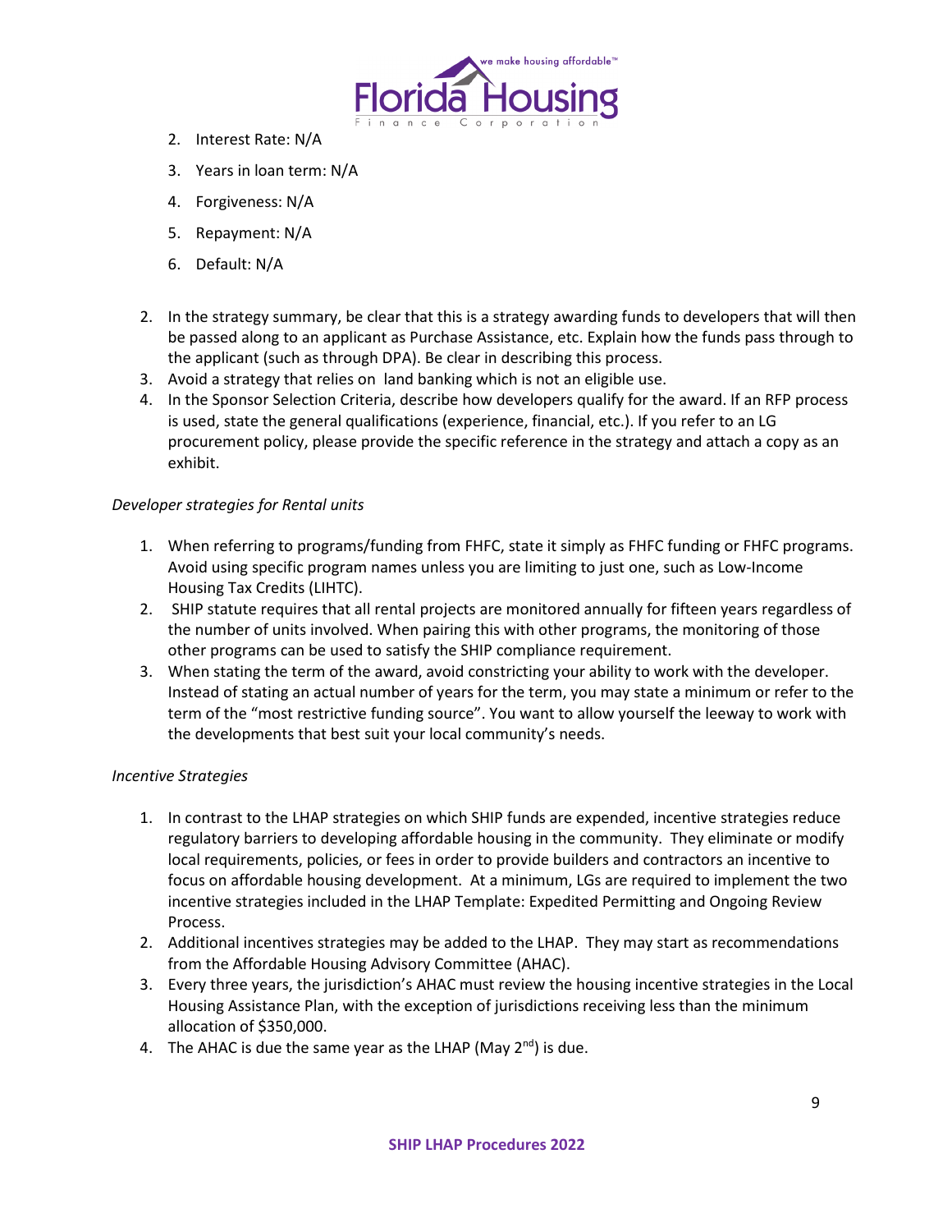2. Interest Rate: N/A
3. Years in loan term: N/A
4. Forgiveness: N/A
5. Repayment: N/A
6. Default: N/A

2. In the strategy summary, be clear that this is a strategy awarding funds to developers that will then be passed along to an applicant as Purchase Assistance, etc. Explain how the funds pass through to the applicant (such as through DPA). Be clear in describing this process.
3. Avoid a strategy that relies on land banking which is not an eligible use.
4. In the Sponsor Selection Criteria, describe how developers qualify for the award. If an RFP process is used, state the general qualifications (experience, financial, etc.). If you refer to an LG procurement policy, please provide the specific reference in the strategy and attach a copy as an exhibit.

*Developer strategies for Rental units*

1. When referring to programs/funding from FHFC, state it simply as FHFC funding or FHFC programs. Avoid using specific program names unless you are limiting to just one, such as Low-Income Housing Tax Credits (LIHTC).
2. SHIP statute requires that all rental projects are monitored annually for fifteen years regardless of the number of units involved. When pairing this with other programs, the monitoring of those other programs can be used to satisfy the SHIP compliance requirement.
3. When stating the term of the award, avoid constricting your ability to work with the developer. Instead of stating an actual number of years for the term, you may state a minimum or refer to the term of the "most restrictive funding source". You want to allow yourself the leeway to work with the developments that best suit your local community's needs.

*Incentive Strategies*

1. In contrast to the LHAP strategies on which SHIP funds are expended, incentive strategies reduce regulatory barriers to developing affordable housing in the community. They eliminate or modify local requirements, policies, or fees in order to provide builders and contractors an incentive to focus on affordable housing development. At a minimum, LGs are required to implement the two incentive strategies included in the LHAP Template: Expedited Permitting and Ongoing Review Process.
2. Additional incentives strategies may be added to the LHAP. They may start as recommendations from the Affordable Housing Advisory Committee (AHAC).
3. Every three years, the jurisdiction's AHAC must review the housing incentive strategies in the Local Housing Assistance Plan, with the exception of jurisdictions receiving less than the minimum allocation of $350,000.
4. The AHAC is due the same year as the LHAP (May 2nd) is due.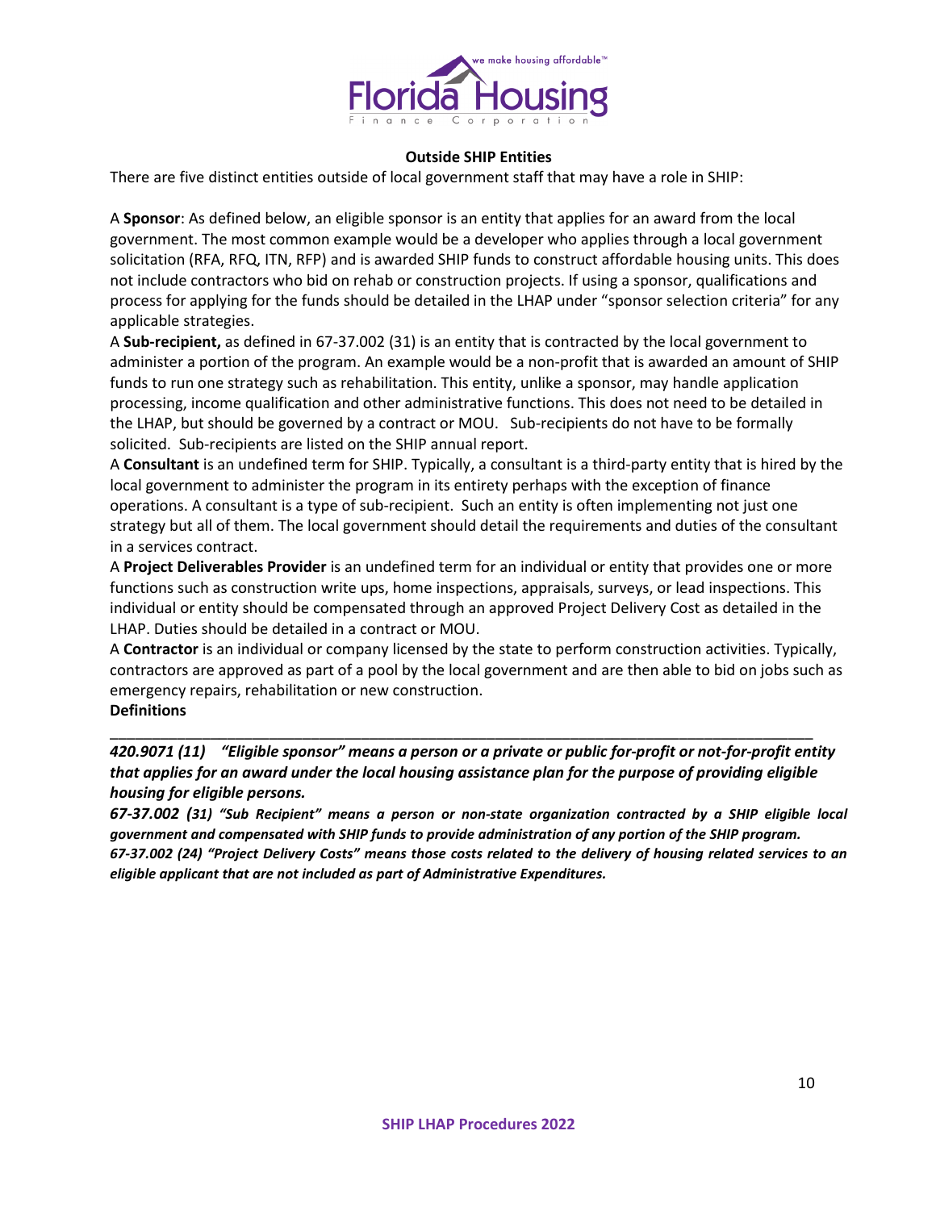## Outside SHIP Entities

There are five distinct entities outside of local government staff that may have a role in SHIP:

A **Sponsor**: As defined below, an eligible sponsor is an entity that applies for an award from the local government. The most common example would be a developer who applies through a local government solicitation (RFA, RFQ, ITN, RFP) and is awarded SHIP funds to construct affordable housing units. This does not include contractors who bid on rehab or construction projects. If using a sponsor, qualifications and process for applying for the funds should be detailed in the LHAP under "sponsor selection criteria" for any applicable strategies.

A **Sub-recipient,** as defined in 67-37.002 (31) is an entity that is contracted by the local government to administer a portion of the program. An example would be a non-profit that is awarded an amount of SHIP funds to run one strategy such as rehabilitation. This entity, unlike a sponsor, may handle application processing, income qualification and other administrative functions. This does not need to be detailed in the LHAP, but should be governed by a contract or MOU. Sub-recipients do not have to be formally solicited. Sub-recipients are listed on the SHIP annual report.

A **Consultant** is an undefined term for SHIP. Typically, a consultant is a third-party entity that is hired by the local government to administer the program in its entirety perhaps with the exception of finance operations. A consultant is a type of sub-recipient. Such an entity is often implementing not just one strategy but all of them. The local government should detail the requirements and duties of the consultant in a services contract.

A **Project Deliverables Provider** is an undefined term for an individual or entity that provides one or more functions such as construction write ups, home inspections, appraisals, surveys, or lead inspections. This individual or entity should be compensated through an approved Project Delivery Cost as detailed in the LHAP. Duties should be detailed in a contract or MOU.

A **Contractor** is an individual or company licensed by the state to perform construction activities. Typically, contractors are approved as part of a pool by the local government and are then able to bid on jobs such as emergency repairs, rehabilitation or new construction.

**Definitions**

---

***420.9071 (11) "Eligible sponsor" means a person or a private or public for-profit or not-for-profit entity that applies for an award under the local housing assistance plan for the purpose of providing eligible housing for eligible persons.***

***67-37.002 (31) "Sub Recipient" means a person or non-state organization contracted by a SHIP eligible local government and compensated with SHIP funds to provide administration of any portion of the SHIP program.***

***67-37.002 (24) "Project Delivery Costs" means those costs related to the delivery of housing related services to an eligible applicant that are not included as part of Administrative Expenditures.***